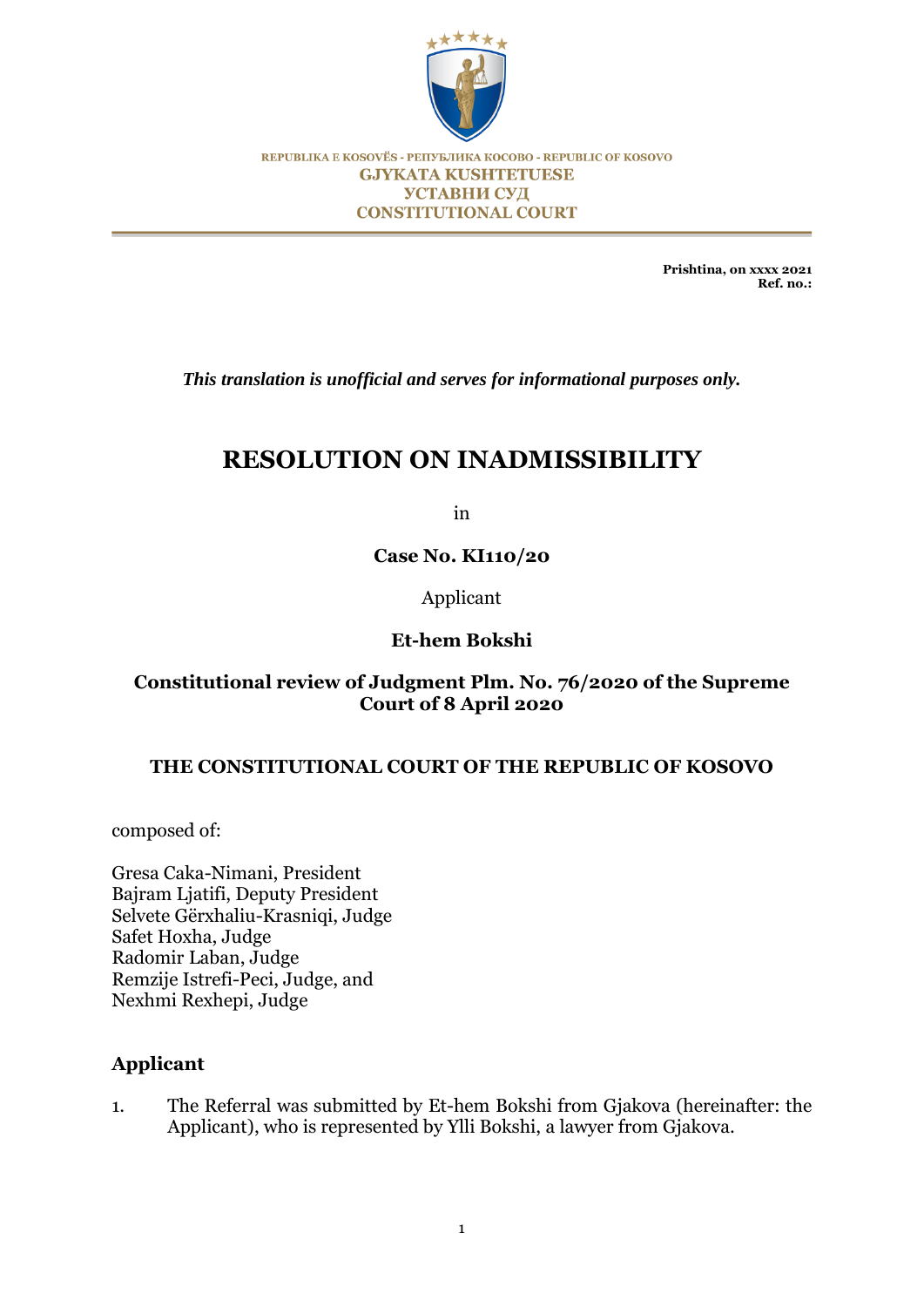REPUBLIKA E KOSOVËS - РЕПУБЛИКА КОСОВО - REPUBLIC OF KOSOVO

GJYKATA KUSHTETUESE

УСТАВНИ СУД

CONSTITUTIONAL COURT

**Prishtina, on xxxx 2021**
**Ref. no.:**

***This translation is unofficial and serves for informational purposes only.***

# RESOLUTION ON INADMISSIBILITY

in

**Case No. KI110/20**

Applicant

**Et-hem Bokshi**

**Constitutional review of Judgment Plm. No. 76/2020 of the Supreme Court of 8 April 2020**

**THE CONSTITUTIONAL COURT OF THE REPUBLIC OF KOSOVO**

composed of:

Gresa Caka-Nimani, President
Bajram Ljatifi, Deputy President
Selvete Gërxhaliu-Krasniqi, Judge
Safet Hoxha, Judge
Radomir Laban, Judge
Remzije Istrefi-Peci, Judge, and
Nexhmi Rexhepi, Judge

## Applicant

1. The Referral was submitted by Et-hem Bokshi from Gjakova (hereinafter: the Applicant), who is represented by Ylli Bokshi, a lawyer from Gjakova.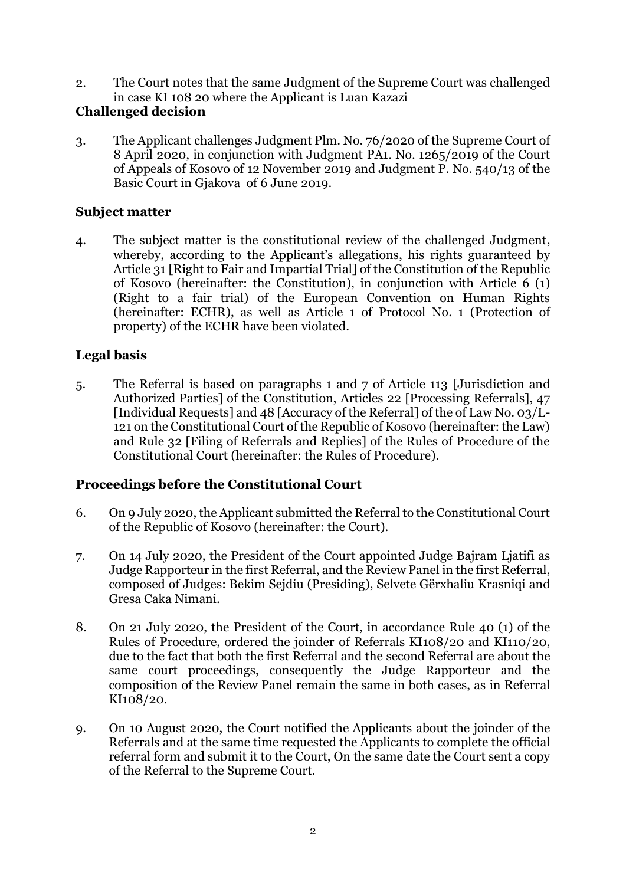2. The Court notes that the same Judgment of the Supreme Court was challenged in case KI 108 20 where the Applicant is Luan Kazazi

**Challenged decision**

3. The Applicant challenges Judgment Plm. No. 76/2020 of the Supreme Court of 8 April 2020, in conjunction with Judgment PA1. No. 1265/2019 of the Court of Appeals of Kosovo of 12 November 2019 and Judgment P. No. 540/13 of the Basic Court in Gjakova of 6 June 2019.

**Subject matter**

4. The subject matter is the constitutional review of the challenged Judgment, whereby, according to the Applicant's allegations, his rights guaranteed by Article 31 [Right to Fair and Impartial Trial] of the Constitution of the Republic of Kosovo (hereinafter: the Constitution), in conjunction with Article 6 (1) (Right to a fair trial) of the European Convention on Human Rights (hereinafter: ECHR), as well as Article 1 of Protocol No. 1 (Protection of property) of the ECHR have been violated.

**Legal basis**

5. The Referral is based on paragraphs 1 and 7 of Article 113 [Jurisdiction and Authorized Parties] of the Constitution, Articles 22 [Processing Referrals], 47 [Individual Requests] and 48 [Accuracy of the Referral] of the of Law No. 03/L-121 on the Constitutional Court of the Republic of Kosovo (hereinafter: the Law) and Rule 32 [Filing of Referrals and Replies] of the Rules of Procedure of the Constitutional Court (hereinafter: the Rules of Procedure).

**Proceedings before the Constitutional Court**

6. On 9 July 2020, the Applicant submitted the Referral to the Constitutional Court of the Republic of Kosovo (hereinafter: the Court).

7. On 14 July 2020, the President of the Court appointed Judge Bajram Ljatifi as Judge Rapporteur in the first Referral, and the Review Panel in the first Referral, composed of Judges: Bekim Sejdiu (Presiding), Selvete Gërxhaliu Krasniqi and Gresa Caka Nimani.

8. On 21 July 2020, the President of the Court, in accordance Rule 40 (1) of the Rules of Procedure, ordered the joinder of Referrals KI108/20 and KI110/20, due to the fact that both the first Referral and the second Referral are about the same court proceedings, consequently the Judge Rapporteur and the composition of the Review Panel remain the same in both cases, as in Referral KI108/20.

9. On 10 August 2020, the Court notified the Applicants about the joinder of the Referrals and at the same time requested the Applicants to complete the official referral form and submit it to the Court, On the same date the Court sent a copy of the Referral to the Supreme Court.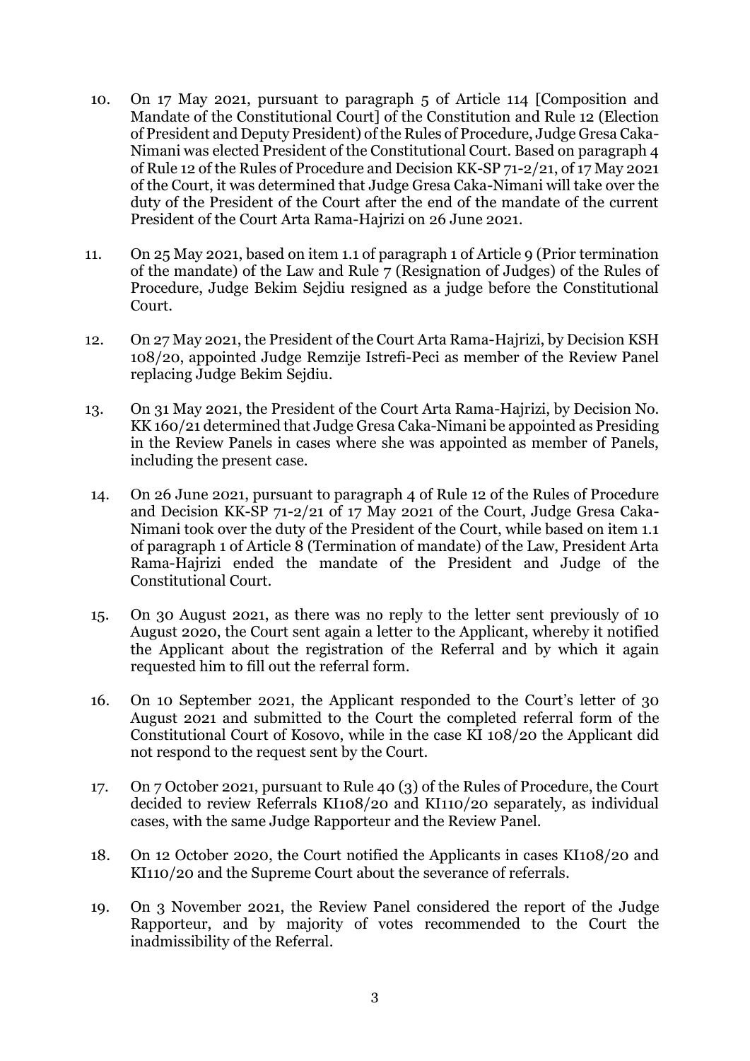10. On 17 May 2021, pursuant to paragraph 5 of Article 114 [Composition and Mandate of the Constitutional Court] of the Constitution and Rule 12 (Election of President and Deputy President) of the Rules of Procedure, Judge Gresa Caka-Nimani was elected President of the Constitutional Court. Based on paragraph 4 of Rule 12 of the Rules of Procedure and Decision KK-SP 71-2/21, of 17 May 2021 of the Court, it was determined that Judge Gresa Caka-Nimani will take over the duty of the President of the Court after the end of the mandate of the current President of the Court Arta Rama-Hajrizi on 26 June 2021.

11. On 25 May 2021, based on item 1.1 of paragraph 1 of Article 9 (Prior termination of the mandate) of the Law and Rule 7 (Resignation of Judges) of the Rules of Procedure, Judge Bekim Sejdiu resigned as a judge before the Constitutional Court.

12. On 27 May 2021, the President of the Court Arta Rama-Hajrizi, by Decision KSH 108/20, appointed Judge Remzije Istrefi-Peci as member of the Review Panel replacing Judge Bekim Sejdiu.

13. On 31 May 2021, the President of the Court Arta Rama-Hajrizi, by Decision No. KK 160/21 determined that Judge Gresa Caka-Nimani be appointed as Presiding in the Review Panels in cases where she was appointed as member of Panels, including the present case.

14. On 26 June 2021, pursuant to paragraph 4 of Rule 12 of the Rules of Procedure and Decision KK-SP 71-2/21 of 17 May 2021 of the Court, Judge Gresa Caka-Nimani took over the duty of the President of the Court, while based on item 1.1 of paragraph 1 of Article 8 (Termination of mandate) of the Law, President Arta Rama-Hajrizi ended the mandate of the President and Judge of the Constitutional Court.

15. On 30 August 2021, as there was no reply to the letter sent previously of 10 August 2020, the Court sent again a letter to the Applicant, whereby it notified the Applicant about the registration of the Referral and by which it again requested him to fill out the referral form.

16. On 10 September 2021, the Applicant responded to the Court's letter of 30 August 2021 and submitted to the Court the completed referral form of the Constitutional Court of Kosovo, while in the case KI 108/20 the Applicant did not respond to the request sent by the Court.

17. On 7 October 2021, pursuant to Rule 40 (3) of the Rules of Procedure, the Court decided to review Referrals KI108/20 and KI110/20 separately, as individual cases, with the same Judge Rapporteur and the Review Panel.

18. On 12 October 2020, the Court notified the Applicants in cases KI108/20 and KI110/20 and the Supreme Court about the severance of referrals.

19. On 3 November 2021, the Review Panel considered the report of the Judge Rapporteur, and by majority of votes recommended to the Court the inadmissibility of the Referral.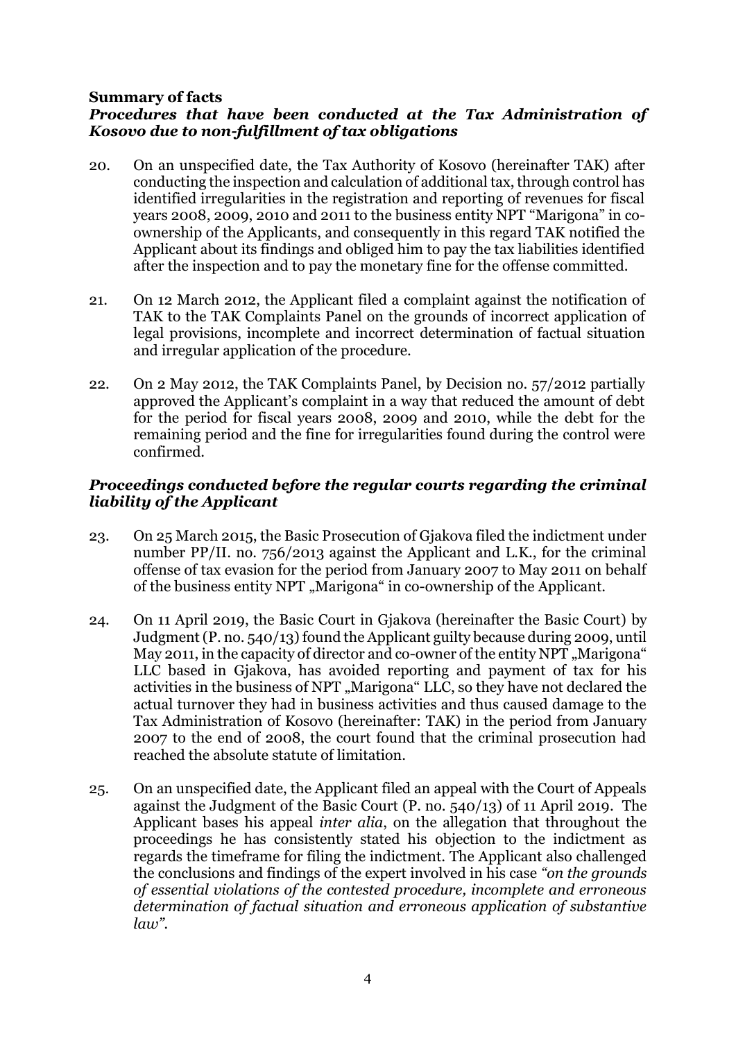**Summary of facts**

***Procedures that have been conducted at the Tax Administration of Kosovo due to non-fulfillment of tax obligations***

20. On an unspecified date, the Tax Authority of Kosovo (hereinafter TAK) after conducting the inspection and calculation of additional tax, through control has identified irregularities in the registration and reporting of revenues for fiscal years 2008, 2009, 2010 and 2011 to the business entity NPT "Marigona" in co-ownership of the Applicants, and consequently in this regard TAK notified the Applicant about its findings and obliged him to pay the tax liabilities identified after the inspection and to pay the monetary fine for the offense committed.

21. On 12 March 2012, the Applicant filed a complaint against the notification of TAK to the TAK Complaints Panel on the grounds of incorrect application of legal provisions, incomplete and incorrect determination of factual situation and irregular application of the procedure.

22. On 2 May 2012, the TAK Complaints Panel, by Decision no. 57/2012 partially approved the Applicant's complaint in a way that reduced the amount of debt for the period for fiscal years 2008, 2009 and 2010, while the debt for the remaining period and the fine for irregularities found during the control were confirmed.

***Proceedings conducted before the regular courts regarding the criminal liability of the Applicant***

23. On 25 March 2015, the Basic Prosecution of Gjakova filed the indictment under number PP/II. no. 756/2013 against the Applicant and L.K., for the criminal offense of tax evasion for the period from January 2007 to May 2011 on behalf of the business entity NPT „Marigona" in co-ownership of the Applicant.

24. On 11 April 2019, the Basic Court in Gjakova (hereinafter the Basic Court) by Judgment (P. no. 540/13) found the Applicant guilty because during 2009, until May 2011, in the capacity of director and co-owner of the entity NPT „Marigona" LLC based in Gjakova, has avoided reporting and payment of tax for his activities in the business of NPT „Marigona" LLC, so they have not declared the actual turnover they had in business activities and thus caused damage to the Tax Administration of Kosovo (hereinafter: TAK) in the period from January 2007 to the end of 2008, the court found that the criminal prosecution had reached the absolute statute of limitation.

25. On an unspecified date, the Applicant filed an appeal with the Court of Appeals against the Judgment of the Basic Court (P. no. 540/13) of 11 April 2019. The Applicant bases his appeal *inter alia*, on the allegation that throughout the proceedings he has consistently stated his objection to the indictment as regards the timeframe for filing the indictment. The Applicant also challenged the conclusions and findings of the expert involved in his case *"on the grounds of essential violations of the contested procedure, incomplete and erroneous determination of factual situation and erroneous application of substantive law"*.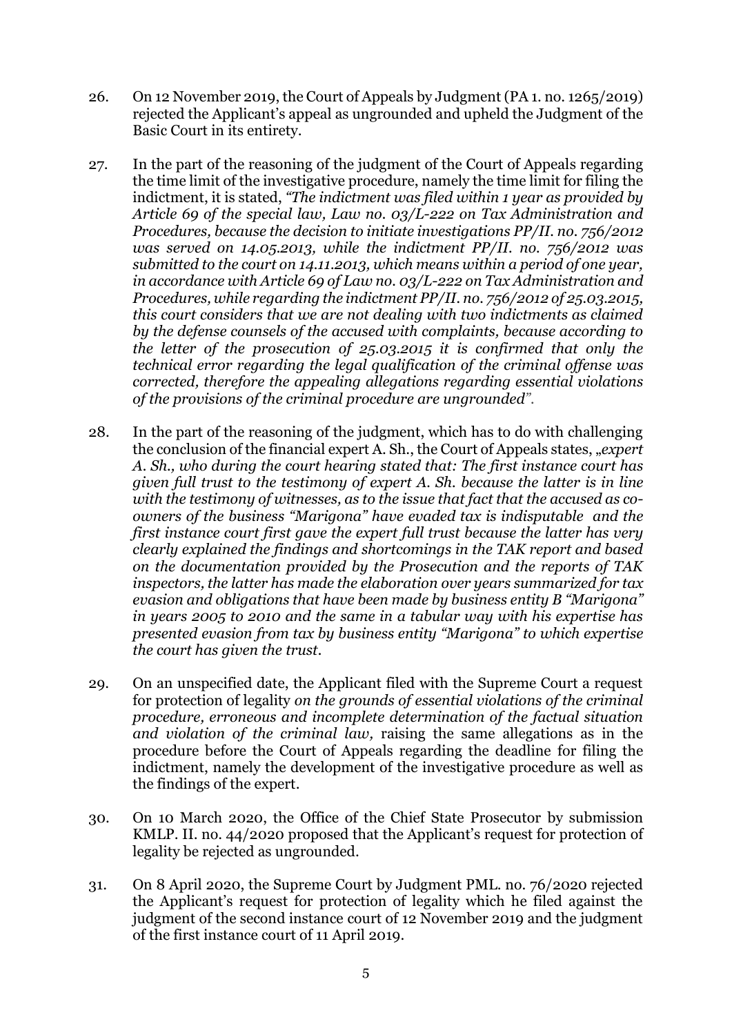26. On 12 November 2019, the Court of Appeals by Judgment (PA 1. no. 1265/2019) rejected the Applicant's appeal as ungrounded and upheld the Judgment of the Basic Court in its entirety.

27. In the part of the reasoning of the judgment of the Court of Appeals regarding the time limit of the investigative procedure, namely the time limit for filing the indictment, it is stated, *"The indictment was filed within 1 year as provided by Article 69 of the special law, Law no. 03/L-222 on Tax Administration and Procedures, because the decision to initiate investigations PP/II. no. 756/2012 was served on 14.05.2013, while the indictment PP/II. no. 756/2012 was submitted to the court on 14.11.2013, which means within a period of one year, in accordance with Article 69 of Law no. 03/L-222 on Tax Administration and Procedures, while regarding the indictment PP/II. no. 756/2012 of 25.03.2015, this court considers that we are not dealing with two indictments as claimed by the defense counsels of the accused with complaints, because according to the letter of the prosecution of 25.03.2015 it is confirmed that only the technical error regarding the legal qualification of the criminal offense was corrected, therefore the appealing allegations regarding essential violations of the provisions of the criminal procedure are ungrounded"*.

28. In the part of the reasoning of the judgment, which has to do with challenging the conclusion of the financial expert A. Sh., the Court of Appeals states, „*expert A. Sh., who during the court hearing stated that: The first instance court has given full trust to the testimony of expert A. Sh. because the latter is in line with the testimony of witnesses, as to the issue that fact that the accused as co-owners of the business "Marigona" have evaded tax is indisputable and the first instance court first gave the expert full trust because the latter has very clearly explained the findings and shortcomings in the TAK report and based on the documentation provided by the Prosecution and the reports of TAK inspectors, the latter has made the elaboration over years summarized for tax evasion and obligations that have been made by business entity B "Marigona" in years 2005 to 2010 and the same in a tabular way with his expertise has presented evasion from tax by business entity "Marigona" to which expertise the court has given the trust.*

29. On an unspecified date, the Applicant filed with the Supreme Court a request for protection of legality *on the grounds of essential violations of the criminal procedure, erroneous and incomplete determination of the factual situation and violation of the criminal law,* raising the same allegations as in the procedure before the Court of Appeals regarding the deadline for filing the indictment, namely the development of the investigative procedure as well as the findings of the expert.

30. On 10 March 2020, the Office of the Chief State Prosecutor by submission KMLP. II. no. 44/2020 proposed that the Applicant's request for protection of legality be rejected as ungrounded.

31. On 8 April 2020, the Supreme Court by Judgment PML. no. 76/2020 rejected the Applicant's request for protection of legality which he filed against the judgment of the second instance court of 12 November 2019 and the judgment of the first instance court of 11 April 2019.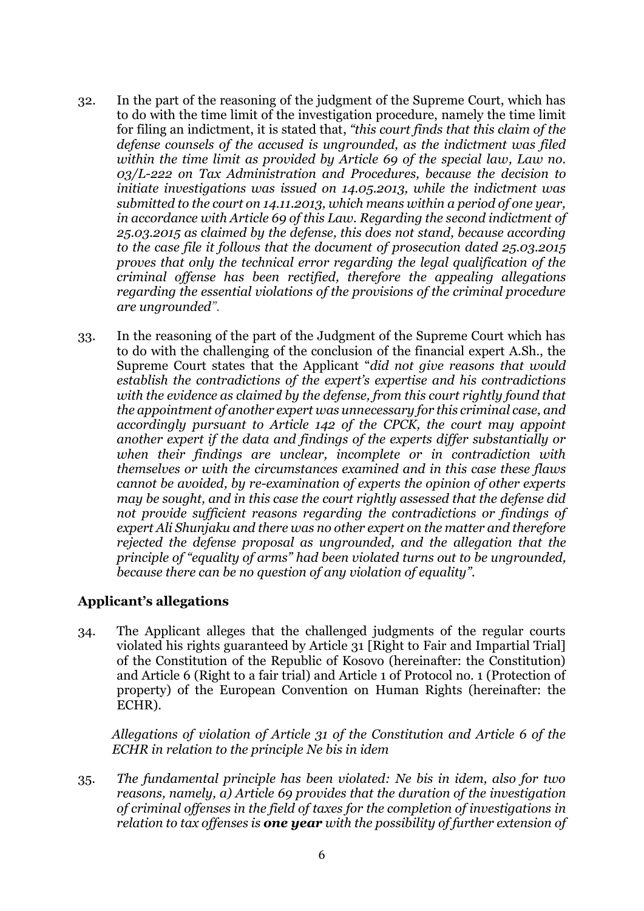32. In the part of the reasoning of the judgment of the Supreme Court, which has to do with the time limit of the investigation procedure, namely the time limit for filing an indictment, it is stated that, *"this court finds that this claim of the defense counsels of the accused is ungrounded, as the indictment was filed within the time limit as provided by Article 69 of the special law, Law no. 03/L-222 on Tax Administration and Procedures, because the decision to initiate investigations was issued on 14.05.2013, while the indictment was submitted to the court on 14.11.2013, which means within a period of one year, in accordance with Article 69 of this Law. Regarding the second indictment of 25.03.2015 as claimed by the defense, this does not stand, because according to the case file it follows that the document of prosecution dated 25.03.2015 proves that only the technical error regarding the legal qualification of the criminal offense has been rectified, therefore the appealing allegations regarding the essential violations of the provisions of the criminal procedure are ungrounded".*

33. In the reasoning of the part of the Judgment of the Supreme Court which has to do with the challenging of the conclusion of the financial expert A.Sh., the Supreme Court states that the Applicant "*did not give reasons that would establish the contradictions of the expert's expertise and his contradictions with the evidence as claimed by the defense, from this court rightly found that the appointment of another expert was unnecessary for this criminal case, and accordingly pursuant to Article 142 of the CPCK, the court may appoint another expert if the data and findings of the experts differ substantially or when their findings are unclear, incomplete or in contradiction with themselves or with the circumstances examined and in this case these flaws cannot be avoided, by re-examination of experts the opinion of other experts may be sought, and in this case the court rightly assessed that the defense did not provide sufficient reasons regarding the contradictions or findings of expert Ali Shunjaku and there was no other expert on the matter and therefore rejected the defense proposal as ungrounded, and the allegation that the principle of "equality of arms" had been violated turns out to be ungrounded, because there can be no question of any violation of equality*".

## Applicant's allegations

34. The Applicant alleges that the challenged judgments of the regular courts violated his rights guaranteed by Article 31 [Right to Fair and Impartial Trial] of the Constitution of the Republic of Kosovo (hereinafter: the Constitution) and Article 6 (Right to a fair trial) and Article 1 of Protocol no. 1 (Protection of property) of the European Convention on Human Rights (hereinafter: the ECHR).

*Allegations of violation of Article 31 of the Constitution and Article 6 of the ECHR in relation to the principle Ne bis in idem*

35. *The fundamental principle has been violated: Ne bis in idem, also for two reasons, namely, a) Article 69 provides that the duration of the investigation of criminal offenses in the field of taxes for the completion of investigations in relation to tax offenses is* ***one year*** *with the possibility of further extension of*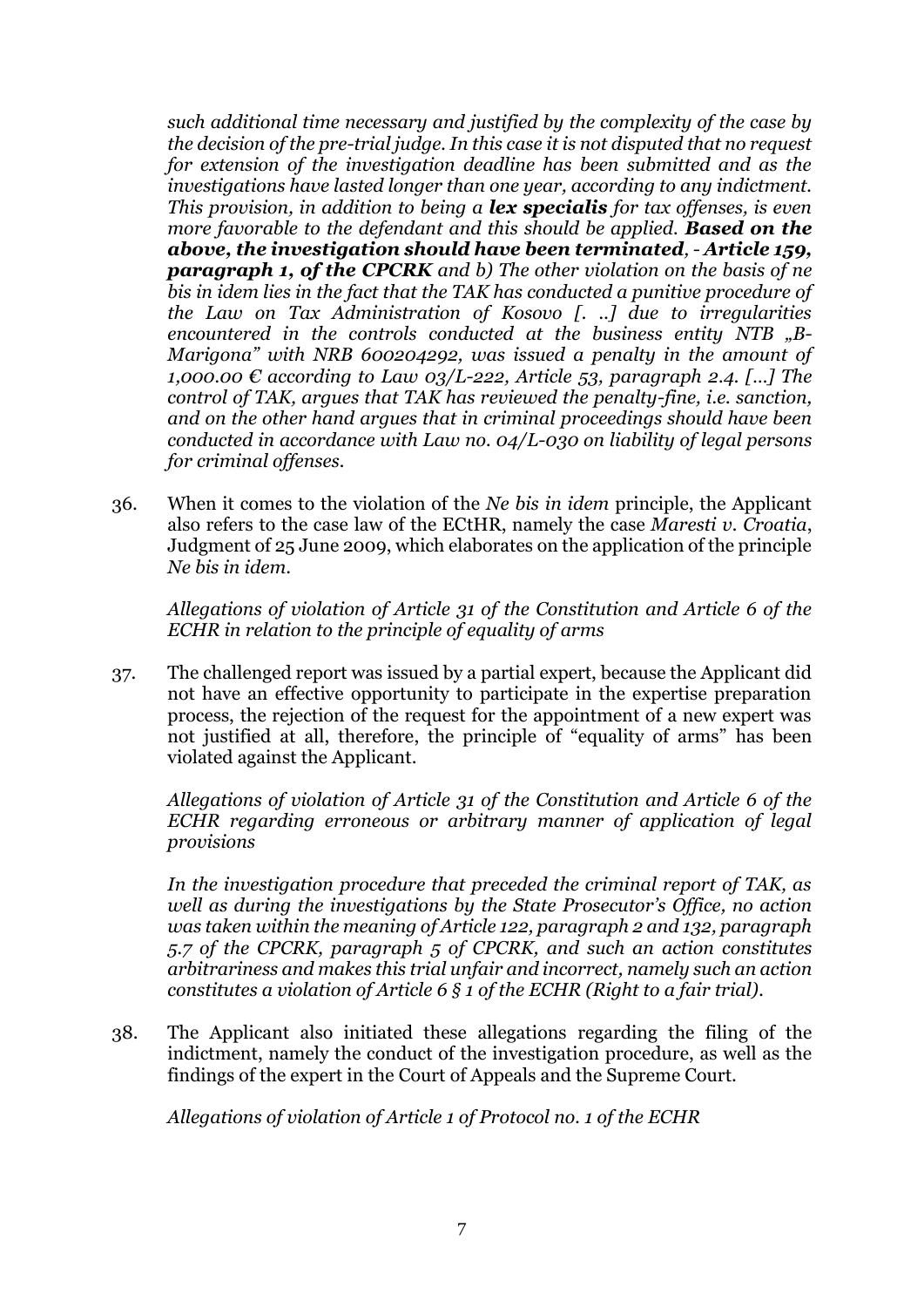*such additional time necessary and justified by the complexity of the case by the decision of the pre-trial judge. In this case it is not disputed that no request for extension of the investigation deadline has been submitted and as the investigations have lasted longer than one year, according to any indictment. This provision, in addition to being a **lex specialis** for tax offenses, is even more favorable to the defendant and this should be applied. **Based on the above, the investigation should have been terminated**, - **Article 159, paragraph 1, of the CPCRK** and b) The other violation on the basis of ne bis in idem lies in the fact that the TAK has conducted a punitive procedure of the Law on Tax Administration of Kosovo [. ..] due to irregularities encountered in the controls conducted at the business entity NTB „B-Marigona" with NRB 600204292, was issued a penalty in the amount of 1,000.00 € according to Law 03/L-222, Article 53, paragraph 2.4. [...] The control of TAK, argues that TAK has reviewed the penalty-fine, i.e. sanction, and on the other hand argues that in criminal proceedings should have been conducted in accordance with Law no. 04/L-030 on liability of legal persons for criminal offenses.*

36. When it comes to the violation of the *Ne bis in idem* principle, the Applicant also refers to the case law of the ECtHR, namely the case *Maresti v. Croatia*, Judgment of 25 June 2009, which elaborates on the application of the principle *Ne bis in idem*.

*Allegations of violation of Article 31 of the Constitution and Article 6 of the ECHR in relation to the principle of equality of arms*

37. The challenged report was issued by a partial expert, because the Applicant did not have an effective opportunity to participate in the expertise preparation process, the rejection of the request for the appointment of a new expert was not justified at all, therefore, the principle of "equality of arms" has been violated against the Applicant.

*Allegations of violation of Article 31 of the Constitution and Article 6 of the ECHR regarding erroneous or arbitrary manner of application of legal provisions*

*In the investigation procedure that preceded the criminal report of TAK, as well as during the investigations by the State Prosecutor's Office, no action was taken within the meaning of Article 122, paragraph 2 and 132, paragraph 5.7 of the CPCRK, paragraph 5 of CPCRK, and such an action constitutes arbitrariness and makes this trial unfair and incorrect, namely such an action constitutes a violation of Article 6 § 1 of the ECHR (Right to a fair trial).*

38. The Applicant also initiated these allegations regarding the filing of the indictment, namely the conduct of the investigation procedure, as well as the findings of the expert in the Court of Appeals and the Supreme Court.

*Allegations of violation of Article 1 of Protocol no. 1 of the ECHR*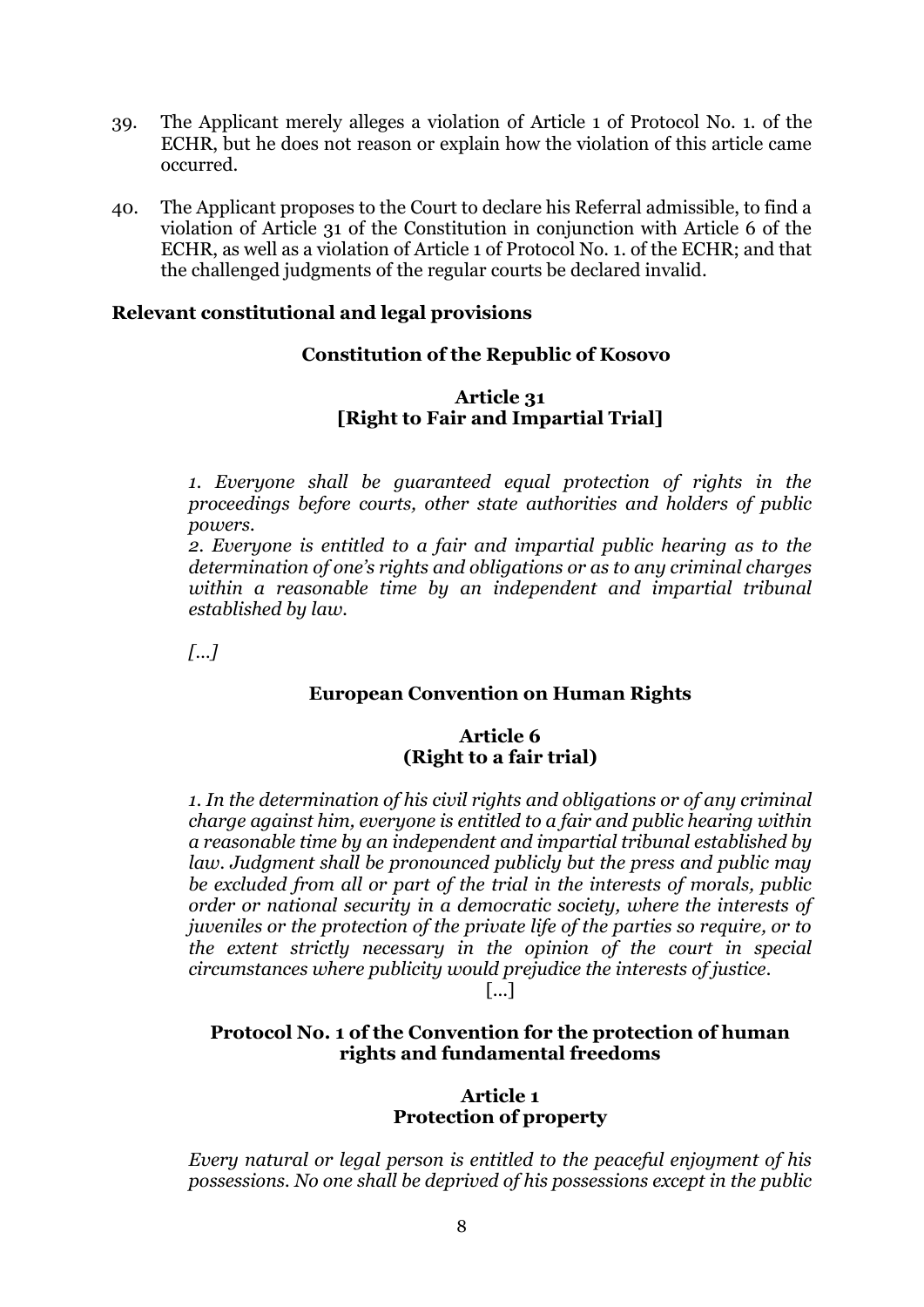39. The Applicant merely alleges a violation of Article 1 of Protocol No. 1. of the ECHR, but he does not reason or explain how the violation of this article came occurred.

40. The Applicant proposes to the Court to declare his Referral admissible, to find a violation of Article 31 of the Constitution in conjunction with Article 6 of the ECHR, as well as a violation of Article 1 of Protocol No. 1. of the ECHR; and that the challenged judgments of the regular courts be declared invalid.

## Relevant constitutional and legal provisions

### Constitution of the Republic of Kosovo

**Article 31**
**[Right to Fair and Impartial Trial]**

*1. Everyone shall be guaranteed equal protection of rights in the proceedings before courts, other state authorities and holders of public powers.*

*2. Everyone is entitled to a fair and impartial public hearing as to the determination of one's rights and obligations or as to any criminal charges within a reasonable time by an independent and impartial tribunal established by law.*

*[...]*

### European Convention on Human Rights

**Article 6**
**(Right to a fair trial)**

*1. In the determination of his civil rights and obligations or of any criminal charge against him, everyone is entitled to a fair and public hearing within a reasonable time by an independent and impartial tribunal established by law. Judgment shall be pronounced publicly but the press and public may be excluded from all or part of the trial in the interests of morals, public order or national security in a democratic society, where the interests of juveniles or the protection of the private life of the parties so require, or to the extent strictly necessary in the opinion of the court in special circumstances where publicity would prejudice the interests of justice.*

[...]

### Protocol No. 1 of the Convention for the protection of human rights and fundamental freedoms

**Article 1**
**Protection of property**

*Every natural or legal person is entitled to the peaceful enjoyment of his possessions. No one shall be deprived of his possessions except in the public*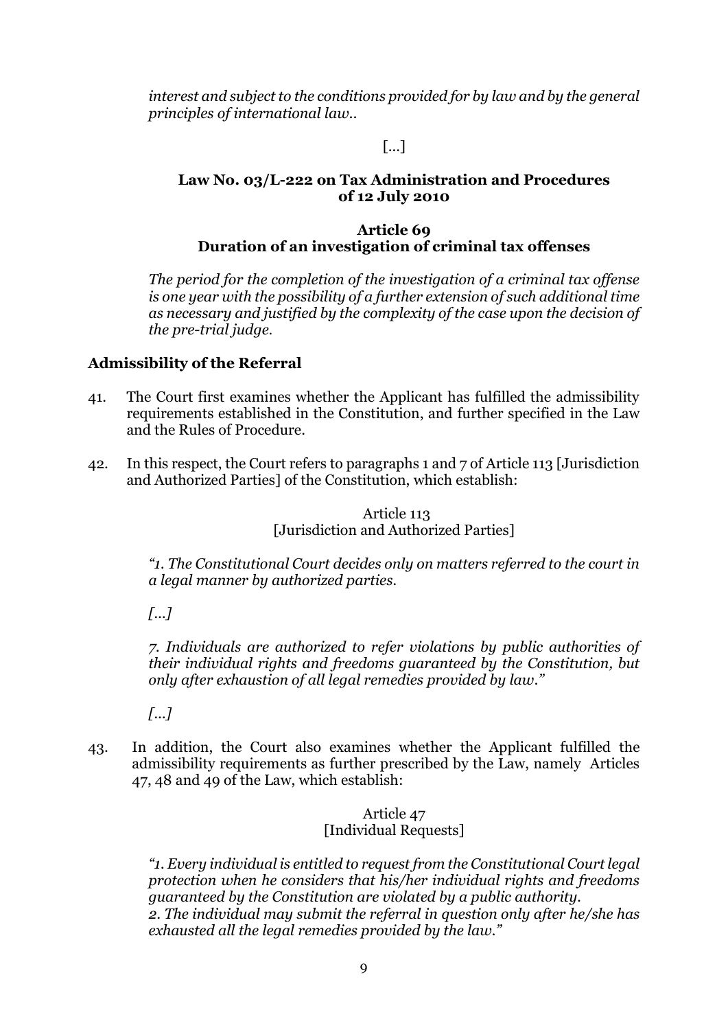*interest and subject to the conditions provided for by law and by the general principles of international law..*

[...]

**Law No. 03/L-222 on Tax Administration and Procedures of 12 July 2010**

**Article 69**
**Duration of an investigation of criminal tax offenses**

*The period for the completion of the investigation of a criminal tax offense is one year with the possibility of a further extension of such additional time as necessary and justified by the complexity of the case upon the decision of the pre-trial judge.*

## Admissibility of the Referral

41. The Court first examines whether the Applicant has fulfilled the admissibility requirements established in the Constitution, and further specified in the Law and the Rules of Procedure.

42. In this respect, the Court refers to paragraphs 1 and 7 of Article 113 [Jurisdiction and Authorized Parties] of the Constitution, which establish:

Article 113
[Jurisdiction and Authorized Parties]

*"1. The Constitutional Court decides only on matters referred to the court in a legal manner by authorized parties.*

*[...]*

*7. Individuals are authorized to refer violations by public authorities of their individual rights and freedoms guaranteed by the Constitution, but only after exhaustion of all legal remedies provided by law."*

*[...]*

43. In addition, the Court also examines whether the Applicant fulfilled the admissibility requirements as further prescribed by the Law, namely Articles 47, 48 and 49 of the Law, which establish:

Article 47
[Individual Requests]

*"1. Every individual is entitled to request from the Constitutional Court legal protection when he considers that his/her individual rights and freedoms guaranteed by the Constitution are violated by a public authority.*
*2. The individual may submit the referral in question only after he/she has exhausted all the legal remedies provided by the law."*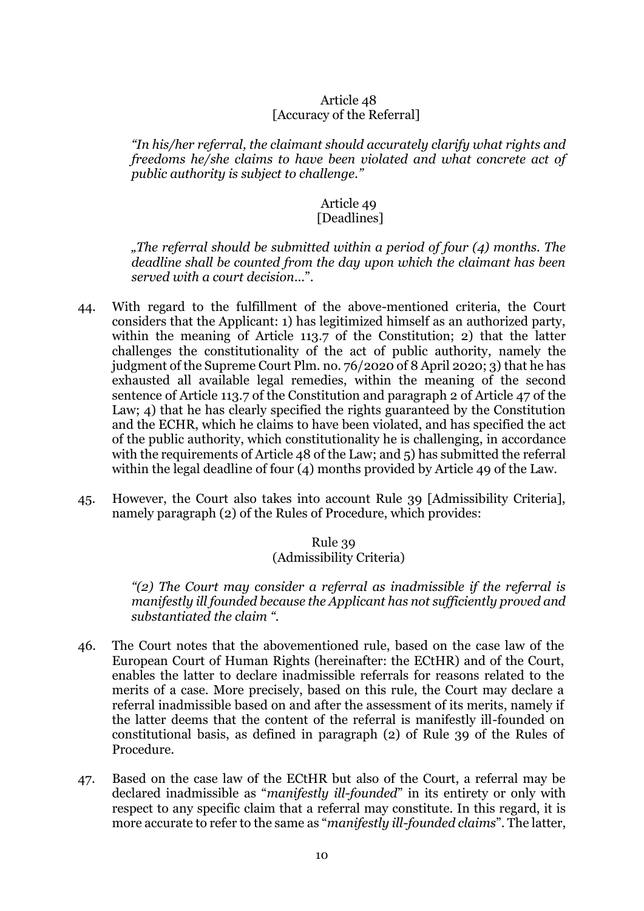Article 48
[Accuracy of the Referral]

*"In his/her referral, the claimant should accurately clarify what rights and freedoms he/she claims to have been violated and what concrete act of public authority is subject to challenge."*

Article 49
[Deadlines]

*„The referral should be submitted within a period of four (4) months. The deadline shall be counted from the day upon which the claimant has been served with a court decision...*".

44. With regard to the fulfillment of the above-mentioned criteria, the Court considers that the Applicant: 1) has legitimized himself as an authorized party, within the meaning of Article 113.7 of the Constitution; 2) that the latter challenges the constitutionality of the act of public authority, namely the judgment of the Supreme Court Plm. no. 76/2020 of 8 April 2020; 3) that he has exhausted all available legal remedies, within the meaning of the second sentence of Article 113.7 of the Constitution and paragraph 2 of Article 47 of the Law; 4) that he has clearly specified the rights guaranteed by the Constitution and the ECHR, which he claims to have been violated, and has specified the act of the public authority, which constitutionality he is challenging, in accordance with the requirements of Article 48 of the Law; and 5) has submitted the referral within the legal deadline of four (4) months provided by Article 49 of the Law.

45. However, the Court also takes into account Rule 39 [Admissibility Criteria], namely paragraph (2) of the Rules of Procedure, which provides:

Rule 39
(Admissibility Criteria)

*"(2) The Court may consider a referral as inadmissible if the referral is manifestly ill founded because the Applicant has not sufficiently proved and substantiated the claim ".*

46. The Court notes that the abovementioned rule, based on the case law of the European Court of Human Rights (hereinafter: the ECtHR) and of the Court, enables the latter to declare inadmissible referrals for reasons related to the merits of a case. More precisely, based on this rule, the Court may declare a referral inadmissible based on and after the assessment of its merits, namely if the latter deems that the content of the referral is manifestly ill-founded on constitutional basis, as defined in paragraph (2) of Rule 39 of the Rules of Procedure.

47. Based on the case law of the ECtHR but also of the Court, a referral may be declared inadmissible as "*manifestly ill-founded*" in its entirety or only with respect to any specific claim that a referral may constitute. In this regard, it is more accurate to refer to the same as "*manifestly ill-founded claims*". The latter,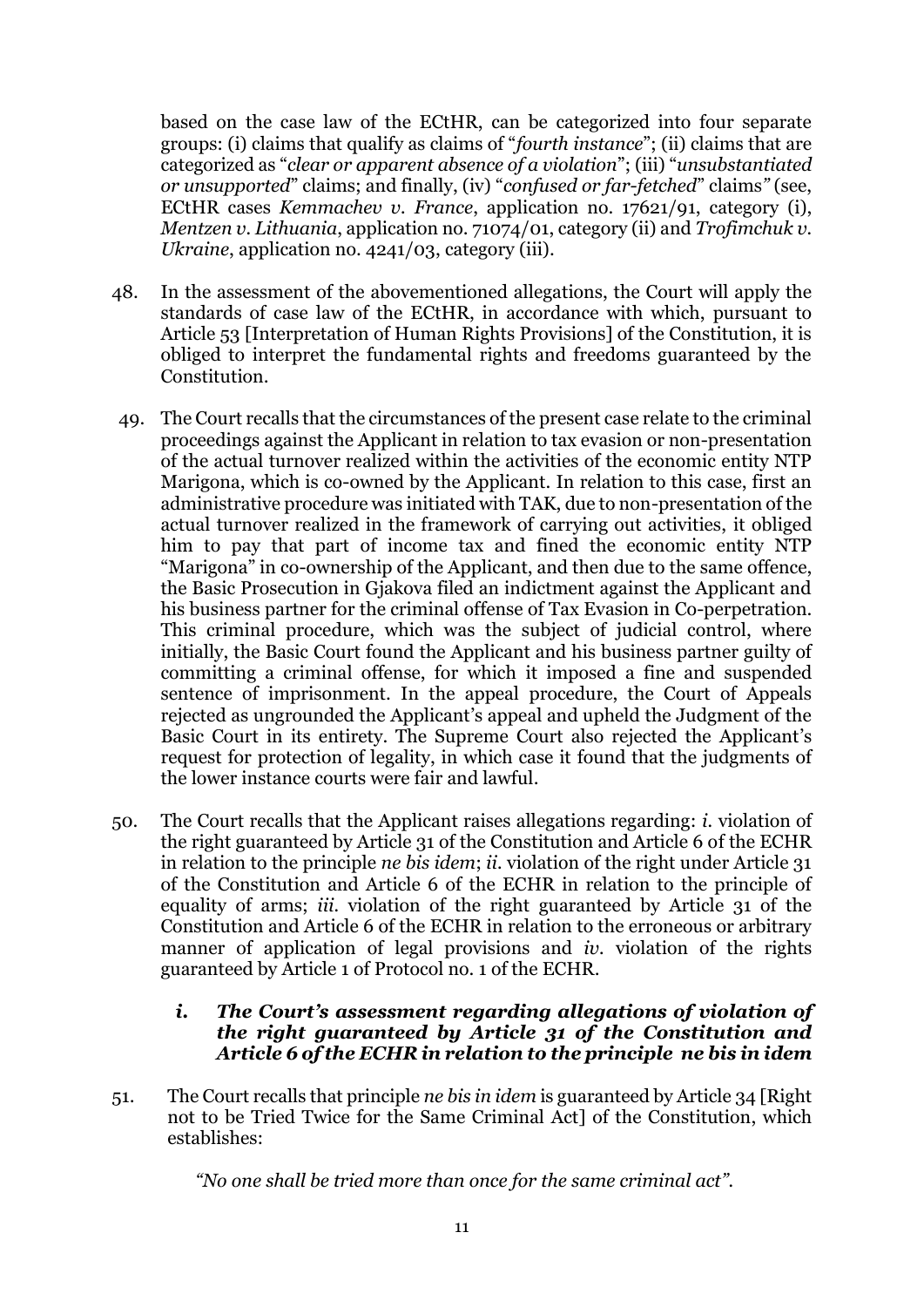based on the case law of the ECtHR, can be categorized into four separate groups: (i) claims that qualify as claims of "*fourth instance*"; (ii) claims that are categorized as "*clear or apparent absence of a violation*"; (iii) "*unsubstantiated or unsupported*" claims; and finally, (iv) "*confused or far-fetched*" claims" (see, ECtHR cases *Kemmachev v. France*, application no. 17621/91, category (i), *Mentzen v. Lithuania*, application no. 71074/01, category (ii) and *Trofimchuk v. Ukraine*, application no. 4241/03, category (iii).

48. In the assessment of the abovementioned allegations, the Court will apply the standards of case law of the ECtHR, in accordance with which, pursuant to Article 53 [Interpretation of Human Rights Provisions] of the Constitution, it is obliged to interpret the fundamental rights and freedoms guaranteed by the Constitution.

49. The Court recalls that the circumstances of the present case relate to the criminal proceedings against the Applicant in relation to tax evasion or non-presentation of the actual turnover realized within the activities of the economic entity NTP Marigona, which is co-owned by the Applicant. In relation to this case, first an administrative procedure was initiated with TAK, due to non-presentation of the actual turnover realized in the framework of carrying out activities, it obliged him to pay that part of income tax and fined the economic entity NTP "Marigona" in co-ownership of the Applicant, and then due to the same offence, the Basic Prosecution in Gjakova filed an indictment against the Applicant and his business partner for the criminal offense of Tax Evasion in Co-perpetration. This criminal procedure, which was the subject of judicial control, where initially, the Basic Court found the Applicant and his business partner guilty of committing a criminal offense, for which it imposed a fine and suspended sentence of imprisonment. In the appeal procedure, the Court of Appeals rejected as ungrounded the Applicant's appeal and upheld the Judgment of the Basic Court in its entirety. The Supreme Court also rejected the Applicant's request for protection of legality, in which case it found that the judgments of the lower instance courts were fair and lawful.

50. The Court recalls that the Applicant raises allegations regarding: *i.* violation of the right guaranteed by Article 31 of the Constitution and Article 6 of the ECHR in relation to the principle *ne bis idem*; *ii.* violation of the right under Article 31 of the Constitution and Article 6 of the ECHR in relation to the principle of equality of arms; *iii.* violation of the right guaranteed by Article 31 of the Constitution and Article 6 of the ECHR in relation to the erroneous or arbitrary manner of application of legal provisions and *iv.* violation of the rights guaranteed by Article 1 of Protocol no. 1 of the ECHR.

### *i. The Court's assessment regarding allegations of violation of the right guaranteed by Article 31 of the Constitution and Article 6 of the ECHR in relation to the principle ne bis in idem*

51. The Court recalls that principle *ne bis in idem* is guaranteed by Article 34 [Right not to be Tried Twice for the Same Criminal Act] of the Constitution, which establishes:

*"No one shall be tried more than once for the same criminal act".*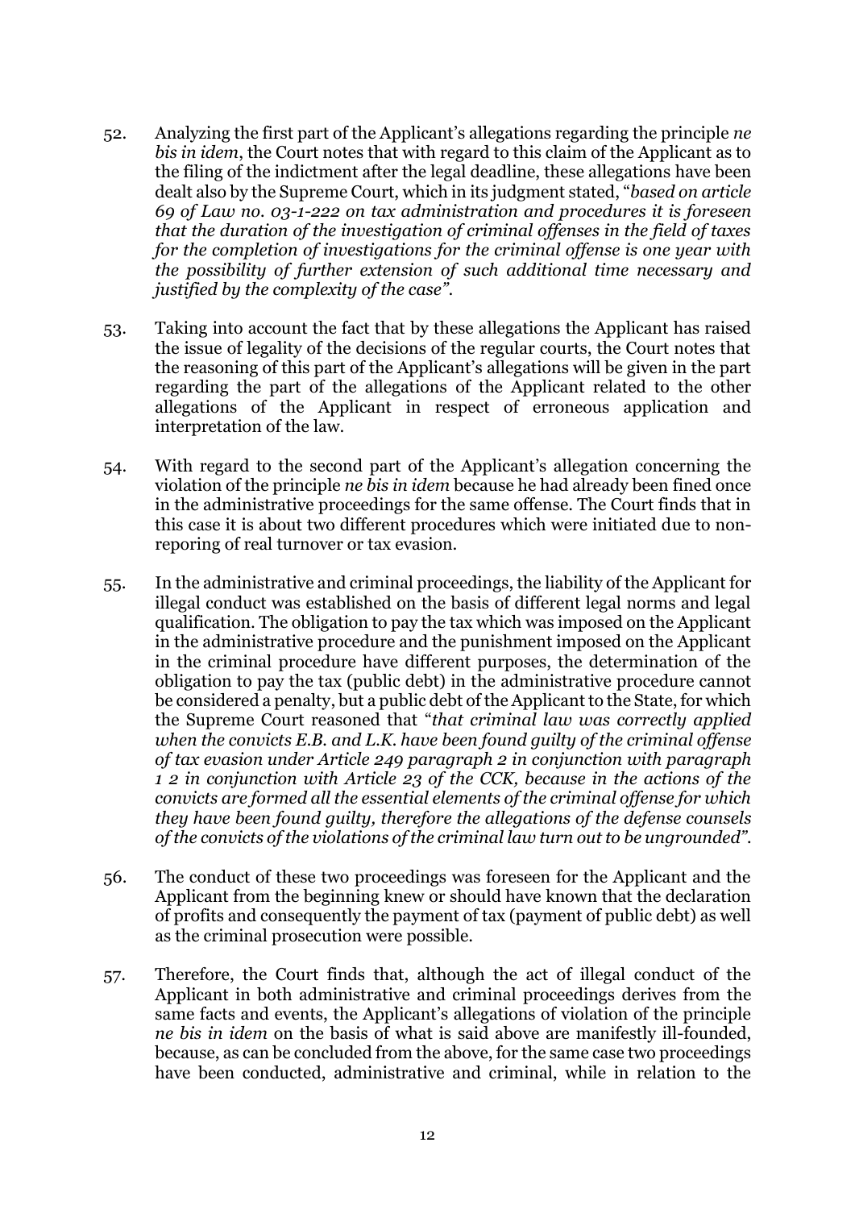52. Analyzing the first part of the Applicant's allegations regarding the principle *ne bis in idem*, the Court notes that with regard to this claim of the Applicant as to the filing of the indictment after the legal deadline, these allegations have been dealt also by the Supreme Court, which in its judgment stated, "*based on article 69 of Law no. 03-1-222 on tax administration and procedures it is foreseen that the duration of the investigation of criminal offenses in the field of taxes for the completion of investigations for the criminal offense is one year with the possibility of further extension of such additional time necessary and justified by the complexity of the case*".

53. Taking into account the fact that by these allegations the Applicant has raised the issue of legality of the decisions of the regular courts, the Court notes that the reasoning of this part of the Applicant's allegations will be given in the part regarding the part of the allegations of the Applicant related to the other allegations of the Applicant in respect of erroneous application and interpretation of the law.

54. With regard to the second part of the Applicant's allegation concerning the violation of the principle *ne bis in idem* because he had already been fined once in the administrative proceedings for the same offense. The Court finds that in this case it is about two different procedures which were initiated due to non-reporing of real turnover or tax evasion.

55. In the administrative and criminal proceedings, the liability of the Applicant for illegal conduct was established on the basis of different legal norms and legal qualification. The obligation to pay the tax which was imposed on the Applicant in the administrative procedure and the punishment imposed on the Applicant in the criminal procedure have different purposes, the determination of the obligation to pay the tax (public debt) in the administrative procedure cannot be considered a penalty, but a public debt of the Applicant to the State, for which the Supreme Court reasoned that "*that criminal law was correctly applied when the convicts E.B. and L.K. have been found guilty of the criminal offense of tax evasion under Article 249 paragraph 2 in conjunction with paragraph 1 2 in conjunction with Article 23 of the CCK, because in the actions of the convicts are formed all the essential elements of the criminal offense for which they have been found guilty, therefore the allegations of the defense counsels of the convicts of the violations of the criminal law turn out to be ungrounded*".

56. The conduct of these two proceedings was foreseen for the Applicant and the Applicant from the beginning knew or should have known that the declaration of profits and consequently the payment of tax (payment of public debt) as well as the criminal prosecution were possible.

57. Therefore, the Court finds that, although the act of illegal conduct of the Applicant in both administrative and criminal proceedings derives from the same facts and events, the Applicant's allegations of violation of the principle *ne bis in idem* on the basis of what is said above are manifestly ill-founded, because, as can be concluded from the above, for the same case two proceedings have been conducted, administrative and criminal, while in relation to the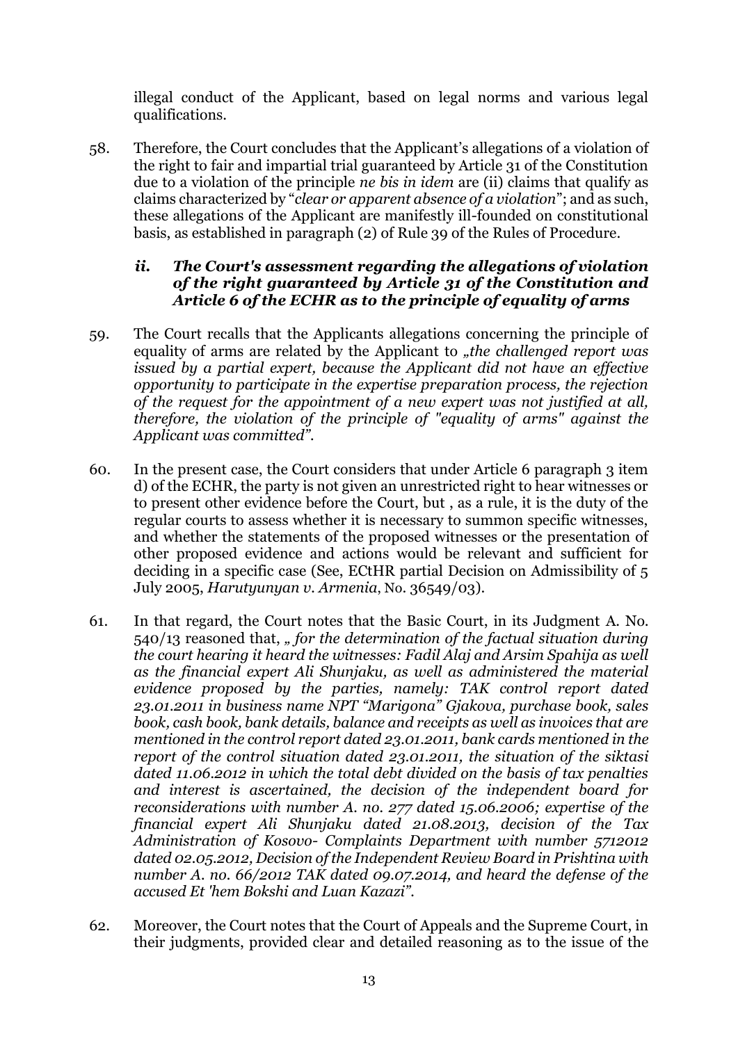illegal conduct of the Applicant, based on legal norms and various legal qualifications.

58. Therefore, the Court concludes that the Applicant's allegations of a violation of the right to fair and impartial trial guaranteed by Article 31 of the Constitution due to a violation of the principle *ne bis in idem* are (ii) claims that qualify as claims characterized by "*clear or apparent absence of a violation*"; and as such, these allegations of the Applicant are manifestly ill-founded on constitutional basis, as established in paragraph (2) of Rule 39 of the Rules of Procedure.

### *ii. The Court's assessment regarding the allegations of violation of the right guaranteed by Article 31 of the Constitution and Article 6 of the ECHR as to the principle of equality of arms*

59. The Court recalls that the Applicants allegations concerning the principle of equality of arms are related by the Applicant to *„the challenged report was issued by a partial expert, because the Applicant did not have an effective opportunity to participate in the expertise preparation process, the rejection of the request for the appointment of a new expert was not justified at all, therefore, the violation of the principle of "equality of arms" against the Applicant was committed"*.

60. In the present case, the Court considers that under Article 6 paragraph 3 item d) of the ECHR, the party is not given an unrestricted right to hear witnesses or to present other evidence before the Court, but , as a rule, it is the duty of the regular courts to assess whether it is necessary to summon specific witnesses, and whether the statements of the proposed witnesses or the presentation of other proposed evidence and actions would be relevant and sufficient for deciding in a specific case (See, ECtHR partial Decision on Admissibility of 5 July 2005, *Harutyunyan v. Armenia*, No. 36549/03).

61. In that regard, the Court notes that the Basic Court, in its Judgment A. No. 540/13 reasoned that, *„ for the determination of the factual situation during the court hearing it heard the witnesses: Fadil Alaj and Arsim Spahija as well as the financial expert Ali Shunjaku, as well as administered the material evidence proposed by the parties, namely: TAK control report dated 23.01.2011 in business name NPT "Marigona" Gjakova, purchase book, sales book, cash book, bank details, balance and receipts as well as invoices that are mentioned in the control report dated 23.01.2011, bank cards mentioned in the report of the control situation dated 23.01.2011, the situation of the siktasi dated 11.06.2012 in which the total debt divided on the basis of tax penalties and interest is ascertained, the decision of the independent board for reconsiderations with number A. no. 277 dated 15.06.2006; expertise of the financial expert Ali Shunjaku dated 21.08.2013, decision of the Tax Administration of Kosovo- Complaints Department with number 5712012 dated 02.05.2012, Decision of the Independent Review Board in Prishtina with number A. no. 66/2012 TAK dated 09.07.2014, and heard the defense of the accused Et 'hem Bokshi and Luan Kazazi"*.

62. Moreover, the Court notes that the Court of Appeals and the Supreme Court, in their judgments, provided clear and detailed reasoning as to the issue of the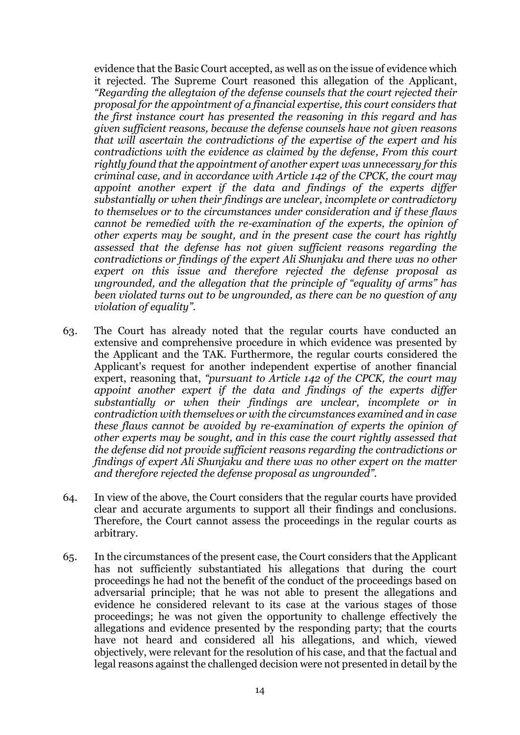evidence that the Basic Court accepted, as well as on the issue of evidence which it rejected. The Supreme Court reasoned this allegation of the Applicant, *"Regarding the allegtaion of the defense counsels that the court rejected their proposal for the appointment of a financial expertise, this court considers that the first instance court has presented the reasoning in this regard and has given sufficient reasons, because the defense counsels have not given reasons that will ascertain the contradictions of the expertise of the expert and his contradictions with the evidence as claimed by the defense, From this court rightly found that the appointment of another expert was unnecessary for this criminal case, and in accordance with Article 142 of the CPCK, the court may appoint another expert if the data and findings of the experts differ substantially or when their findings are unclear, incomplete or contradictory to themselves or to the circumstances under consideration and if these flaws cannot be remedied with the re-examination of the experts, the opinion of other experts may be sought, and in the present case the court has rightly assessed that the defense has not given sufficient reasons regarding the contradictions or findings of the expert Ali Shunjaku and there was no other expert on this issue and therefore rejected the defense proposal as ungrounded, and the allegation that the principle of "equality of arms" has been violated turns out to be ungrounded, as there can be no question of any violation of equality".*

63. The Court has already noted that the regular courts have conducted an extensive and comprehensive procedure in which evidence was presented by the Applicant and the TAK. Furthermore, the regular courts considered the Applicant's request for another independent expertise of another financial expert, reasoning that, *"pursuant to Article 142 of the CPCK, the court may appoint another expert if the data and findings of the experts differ substantially or when their findings are unclear, incomplete or in contradiction with themselves or with the circumstances examined and in case these flaws cannot be avoided by re-examination of experts the opinion of other experts may be sought, and in this case the court rightly assessed that the defense did not provide sufficient reasons regarding the contradictions or findings of expert Ali Shunjaku and there was no other expert on the matter and therefore rejected the defense proposal as ungrounded".*

64. In view of the above, the Court considers that the regular courts have provided clear and accurate arguments to support all their findings and conclusions. Therefore, the Court cannot assess the proceedings in the regular courts as arbitrary.

65. In the circumstances of the present case, the Court considers that the Applicant has not sufficiently substantiated his allegations that during the court proceedings he had not the benefit of the conduct of the proceedings based on adversarial principle; that he was not able to present the allegations and evidence he considered relevant to its case at the various stages of those proceedings; he was not given the opportunity to challenge effectively the allegations and evidence presented by the responding party; that the courts have not heard and considered all his allegations, and which, viewed objectively, were relevant for the resolution of his case, and that the factual and legal reasons against the challenged decision were not presented in detail by the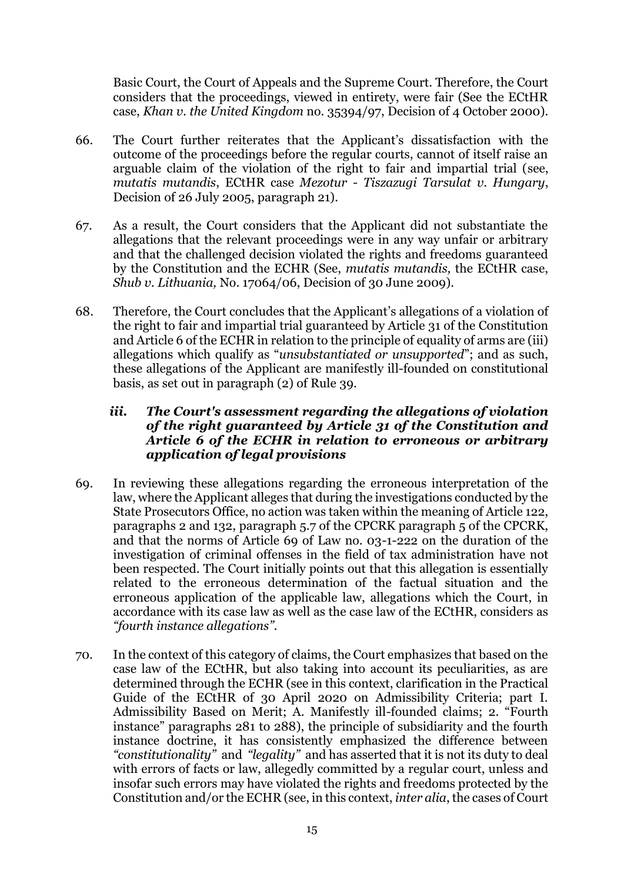Basic Court, the Court of Appeals and the Supreme Court. Therefore, the Court considers that the proceedings, viewed in entirety, were fair (See the ECtHR case, *Khan v. the United Kingdom* no. 35394/97, Decision of 4 October 2000).

66. The Court further reiterates that the Applicant's dissatisfaction with the outcome of the proceedings before the regular courts, cannot of itself raise an arguable claim of the violation of the right to fair and impartial trial (see, *mutatis mutandis*, ECtHR case *Mezotur - Tiszazugi Tarsulat v. Hungary*, Decision of 26 July 2005, paragraph 21).

67. As a result, the Court considers that the Applicant did not substantiate the allegations that the relevant proceedings were in any way unfair or arbitrary and that the challenged decision violated the rights and freedoms guaranteed by the Constitution and the ECHR (See, *mutatis mutandis,* the ECtHR case, *Shub v. Lithuania,* No. 17064/06, Decision of 30 June 2009).

68. Therefore, the Court concludes that the Applicant's allegations of a violation of the right to fair and impartial trial guaranteed by Article 31 of the Constitution and Article 6 of the ECHR in relation to the principle of equality of arms are (iii) allegations which qualify as "*unsubstantiated or unsupported*"; and as such, these allegations of the Applicant are manifestly ill-founded on constitutional basis, as set out in paragraph (2) of Rule 39.

### *iii. The Court's assessment regarding the allegations of violation of the right guaranteed by Article 31 of the Constitution and Article 6 of the ECHR in relation to erroneous or arbitrary application of legal provisions*

69. In reviewing these allegations regarding the erroneous interpretation of the law, where the Applicant alleges that during the investigations conducted by the State Prosecutors Office, no action was taken within the meaning of Article 122, paragraphs 2 and 132, paragraph 5.7 of the CPCRK paragraph 5 of the CPCRK, and that the norms of Article 69 of Law no. 03-1-222 on the duration of the investigation of criminal offenses in the field of tax administration have not been respected. The Court initially points out that this allegation is essentially related to the erroneous determination of the factual situation and the erroneous application of the applicable law, allegations which the Court, in accordance with its case law as well as the case law of the ECtHR, considers as *"fourth instance allegations"*.

70. In the context of this category of claims, the Court emphasizes that based on the case law of the ECtHR, but also taking into account its peculiarities, as are determined through the ECHR (see in this context, clarification in the Practical Guide of the ECtHR of 30 April 2020 on Admissibility Criteria; part I. Admissibility Based on Merit; A. Manifestly ill-founded claims; 2. "Fourth instance" paragraphs 281 to 288), the principle of subsidiarity and the fourth instance doctrine, it has consistently emphasized the difference between *"constitutionality"* and *"legality"* and has asserted that it is not its duty to deal with errors of facts or law, allegedly committed by a regular court, unless and insofar such errors may have violated the rights and freedoms protected by the Constitution and/or the ECHR (see, in this context, *inter alia*, the cases of Court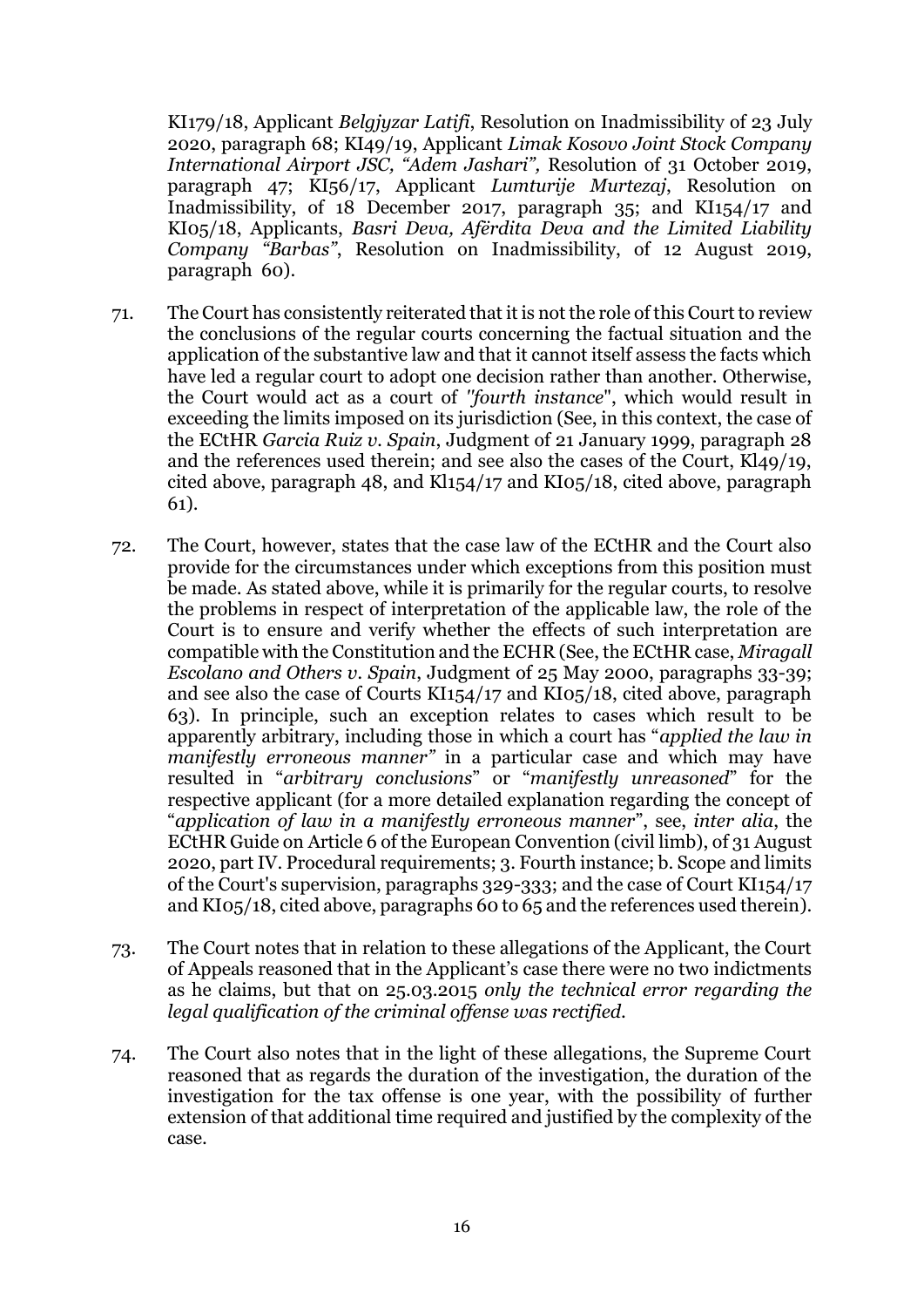KI179/18, Applicant *Belgjyzar Latifi*, Resolution on Inadmissibility of 23 July 2020, paragraph 68; KI49/19, Applicant *Limak Kosovo Joint Stock Company International Airport JSC, "Adem Jashari",* Resolution of 31 October 2019, paragraph 47; KI56/17, Applicant *Lumturije Murtezaj*, Resolution on Inadmissibility, of 18 December 2017, paragraph 35; and KI154/17 and KI05/18, Applicants, *Basri Deva, Afërdita Deva and the Limited Liability Company "Barbas"*, Resolution on Inadmissibility, of 12 August 2019, paragraph 60).

71. The Court has consistently reiterated that it is not the role of this Court to review the conclusions of the regular courts concerning the factual situation and the application of the substantive law and that it cannot itself assess the facts which have led a regular court to adopt one decision rather than another. Otherwise, the Court would act as a court of *"fourth instance"*, which would result in exceeding the limits imposed on its jurisdiction (See, in this context, the case of the ECtHR *Garcia Ruiz v. Spain*, Judgment of 21 January 1999, paragraph 28 and the references used therein; and see also the cases of the Court, Kl49/19, cited above, paragraph 48, and Kl154/17 and KI05/18, cited above, paragraph 61).

72. The Court, however, states that the case law of the ECtHR and the Court also provide for the circumstances under which exceptions from this position must be made. As stated above, while it is primarily for the regular courts, to resolve the problems in respect of interpretation of the applicable law, the role of the Court is to ensure and verify whether the effects of such interpretation are compatible with the Constitution and the ECHR (See, the ECtHR case, *Miragall Escolano and Others v. Spain*, Judgment of 25 May 2000, paragraphs 33-39; and see also the case of Courts KI154/17 and KI05/18, cited above, paragraph 63). In principle, such an exception relates to cases which result to be apparently arbitrary, including those in which a court has "*applied the law in manifestly erroneous manner"* in a particular case and which may have resulted in "*arbitrary conclusions*" or "*manifestly unreasoned*" for the respective applicant (for a more detailed explanation regarding the concept of "*application of law in a manifestly erroneous manner*", see, *inter alia*, the ECtHR Guide on Article 6 of the European Convention (civil limb), of 31 August 2020, part IV. Procedural requirements; 3. Fourth instance; b. Scope and limits of the Court's supervision, paragraphs 329-333; and the case of Court KI154/17 and KI05/18, cited above, paragraphs 60 to 65 and the references used therein).

73. The Court notes that in relation to these allegations of the Applicant, the Court of Appeals reasoned that in the Applicant's case there were no two indictments as he claims, but that on 25.03.2015 *only the technical error regarding the legal qualification of the criminal offense was rectified.*

74. The Court also notes that in the light of these allegations, the Supreme Court reasoned that as regards the duration of the investigation, the duration of the investigation for the tax offense is one year, with the possibility of further extension of that additional time required and justified by the complexity of the case.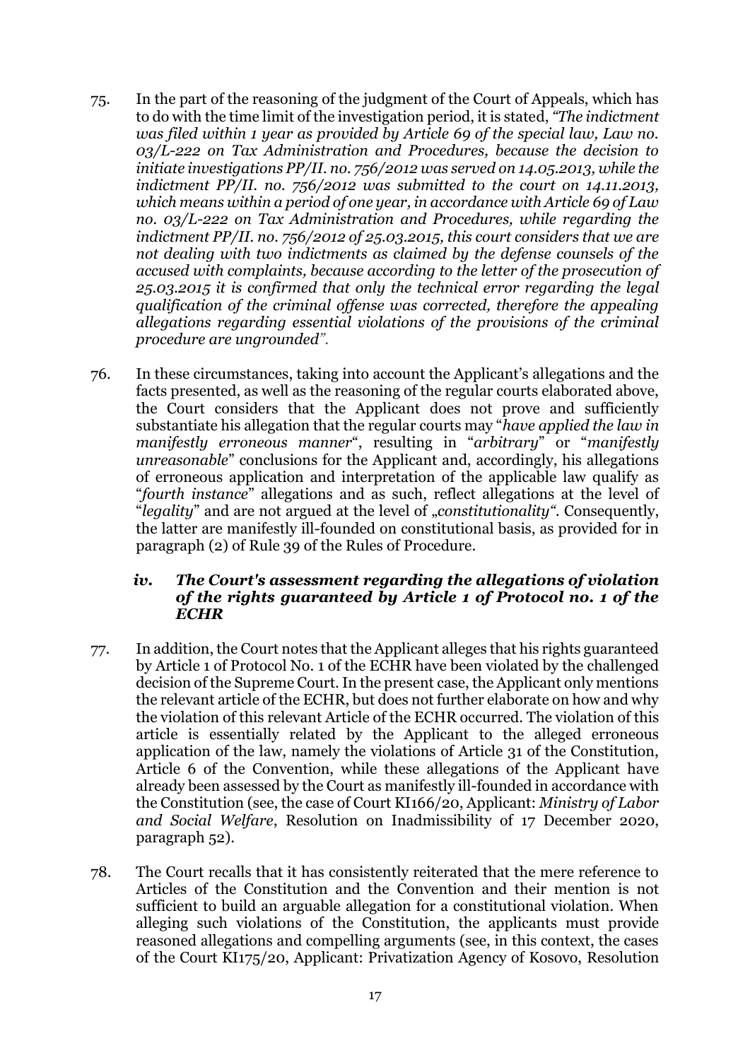75. In the part of the reasoning of the judgment of the Court of Appeals, which has to do with the time limit of the investigation period, it is stated, *"The indictment was filed within 1 year as provided by Article 69 of the special law, Law no. 03/L-222 on Tax Administration and Procedures, because the decision to initiate investigations PP/II. no. 756/2012 was served on 14.05.2013, while the indictment PP/II. no. 756/2012 was submitted to the court on 14.11.2013, which means within a period of one year, in accordance with Article 69 of Law no. 03/L-222 on Tax Administration and Procedures, while regarding the indictment PP/II. no. 756/2012 of 25.03.2015, this court considers that we are not dealing with two indictments as claimed by the defense counsels of the accused with complaints, because according to the letter of the prosecution of 25.03.2015 it is confirmed that only the technical error regarding the legal qualification of the criminal offense was corrected, therefore the appealing allegations regarding essential violations of the provisions of the criminal procedure are ungrounded".*

76. In these circumstances, taking into account the Applicant's allegations and the facts presented, as well as the reasoning of the regular courts elaborated above, the Court considers that the Applicant does not prove and sufficiently substantiate his allegation that the regular courts may "*have applied the law in manifestly erroneous manner*", resulting in "*arbitrary*" or "*manifestly unreasonable*" conclusions for the Applicant and, accordingly, his allegations of erroneous application and interpretation of the applicable law qualify as "*fourth instance*" allegations and as such, reflect allegations at the level of "*legality*" and are not argued at the level of „*constitutionality"*. Consequently, the latter are manifestly ill-founded on constitutional basis, as provided for in paragraph (2) of Rule 39 of the Rules of Procedure.

### *iv. The Court's assessment regarding the allegations of violation of the rights guaranteed by Article 1 of Protocol no. 1 of the ECHR*

77. In addition, the Court notes that the Applicant alleges that his rights guaranteed by Article 1 of Protocol No. 1 of the ECHR have been violated by the challenged decision of the Supreme Court. In the present case, the Applicant only mentions the relevant article of the ECHR, but does not further elaborate on how and why the violation of this relevant Article of the ECHR occurred. The violation of this article is essentially related by the Applicant to the alleged erroneous application of the law, namely the violations of Article 31 of the Constitution, Article 6 of the Convention, while these allegations of the Applicant have already been assessed by the Court as manifestly ill-founded in accordance with the Constitution (see, the case of Court KI166/20, Applicant: *Ministry of Labor and Social Welfare*, Resolution on Inadmissibility of 17 December 2020, paragraph 52).

78. The Court recalls that it has consistently reiterated that the mere reference to Articles of the Constitution and the Convention and their mention is not sufficient to build an arguable allegation for a constitutional violation. When alleging such violations of the Constitution, the applicants must provide reasoned allegations and compelling arguments (see, in this context, the cases of the Court KI175/20, Applicant: Privatization Agency of Kosovo, Resolution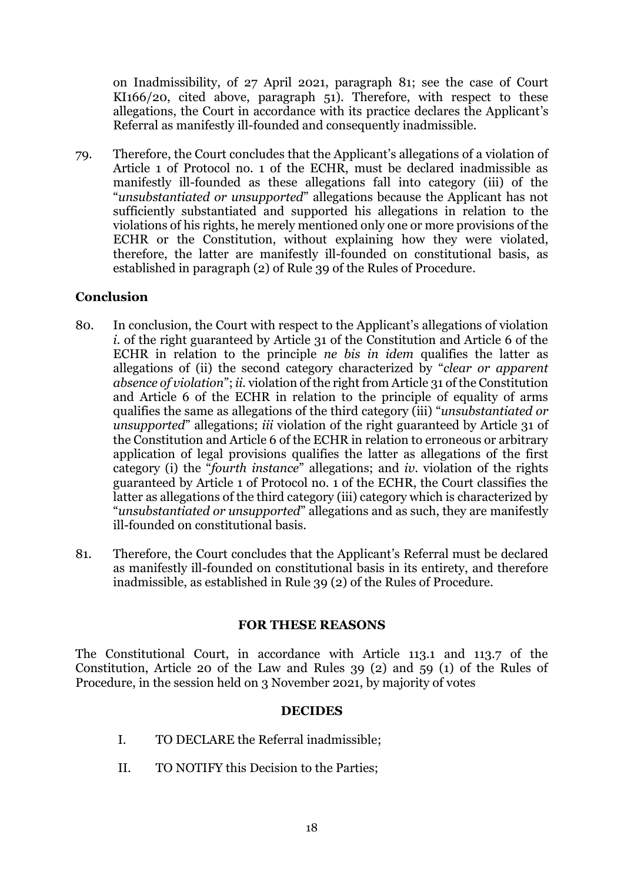on Inadmissibility, of 27 April 2021, paragraph 81; see the case of Court KI166/20, cited above, paragraph 51). Therefore, with respect to these allegations, the Court in accordance with its practice declares the Applicant's Referral as manifestly ill-founded and consequently inadmissible.

79. Therefore, the Court concludes that the Applicant's allegations of a violation of Article 1 of Protocol no. 1 of the ECHR, must be declared inadmissible as manifestly ill-founded as these allegations fall into category (iii) of the "*unsubstantiated or unsupported*" allegations because the Applicant has not sufficiently substantiated and supported his allegations in relation to the violations of his rights, he merely mentioned only one or more provisions of the ECHR or the Constitution, without explaining how they were violated, therefore, the latter are manifestly ill-founded on constitutional basis, as established in paragraph (2) of Rule 39 of the Rules of Procedure.

## Conclusion

80. In conclusion, the Court with respect to the Applicant's allegations of violation *i.* of the right guaranteed by Article 31 of the Constitution and Article 6 of the ECHR in relation to the principle *ne bis in idem* qualifies the latter as allegations of (ii) the second category characterized by "*clear or apparent absence of violation*"; *ii.* violation of the right from Article 31 of the Constitution and Article 6 of the ECHR in relation to the principle of equality of arms qualifies the same as allegations of the third category (iii) "*unsubstantiated or unsupported*" allegations; *iii* violation of the right guaranteed by Article 31 of the Constitution and Article 6 of the ECHR in relation to erroneous or arbitrary application of legal provisions qualifies the latter as allegations of the first category (i) the "*fourth instance*" allegations; and *iv*. violation of the rights guaranteed by Article 1 of Protocol no. 1 of the ECHR, the Court classifies the latter as allegations of the third category (iii) category which is characterized by "*unsubstantiated or unsupported*" allegations and as such, they are manifestly ill-founded on constitutional basis.

81. Therefore, the Court concludes that the Applicant's Referral must be declared as manifestly ill-founded on constitutional basis in its entirety, and therefore inadmissible, as established in Rule 39 (2) of the Rules of Procedure.

## FOR THESE REASONS

The Constitutional Court, in accordance with Article 113.1 and 113.7 of the Constitution, Article 20 of the Law and Rules 39 (2) and 59 (1) of the Rules of Procedure, in the session held on 3 November 2021, by majority of votes

## DECIDES

I. TO DECLARE the Referral inadmissible;

II. TO NOTIFY this Decision to the Parties;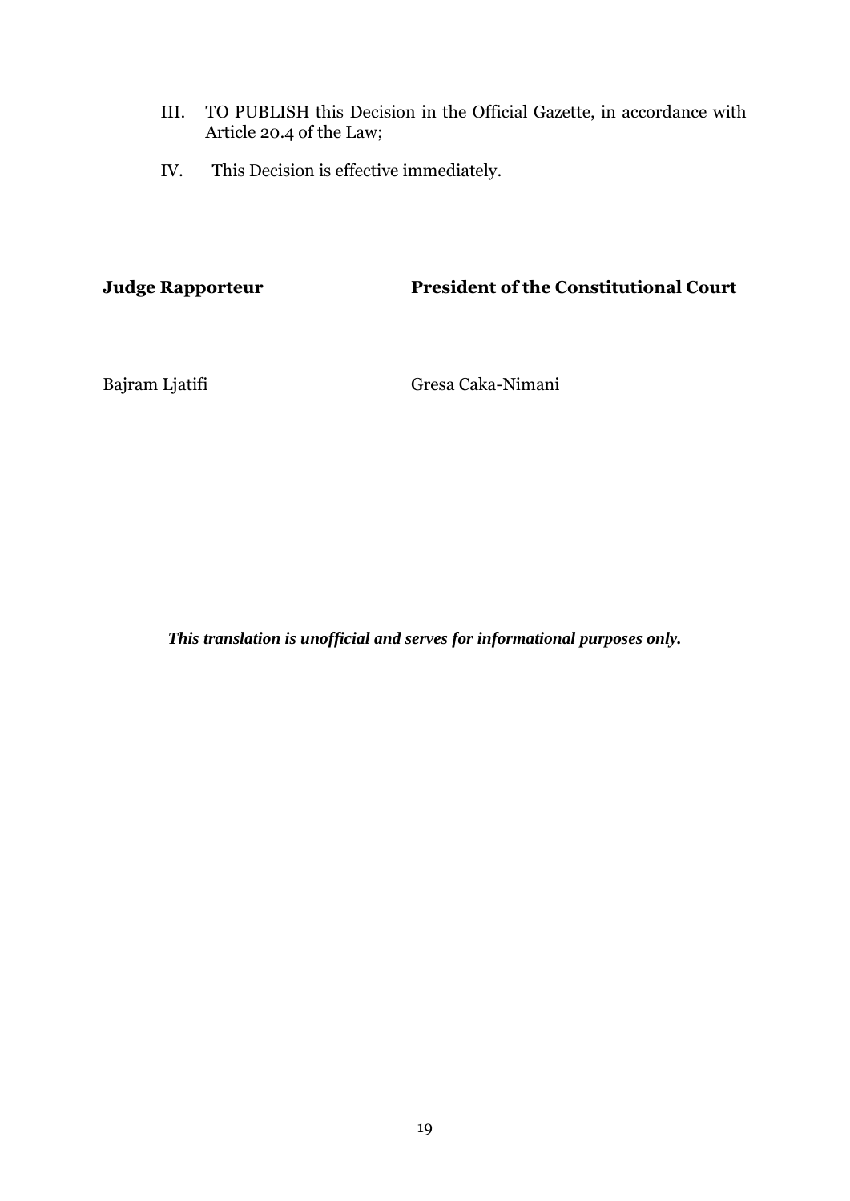III. TO PUBLISH this Decision in the Official Gazette, in accordance with Article 20.4 of the Law;

IV. This Decision is effective immediately.

| **Judge Rapporteur** | **President of the Constitutional Court** |
|---|---|
| Bajram Ljatifi | Gresa Caka-Nimani |

***This translation is unofficial and serves for informational purposes only.***